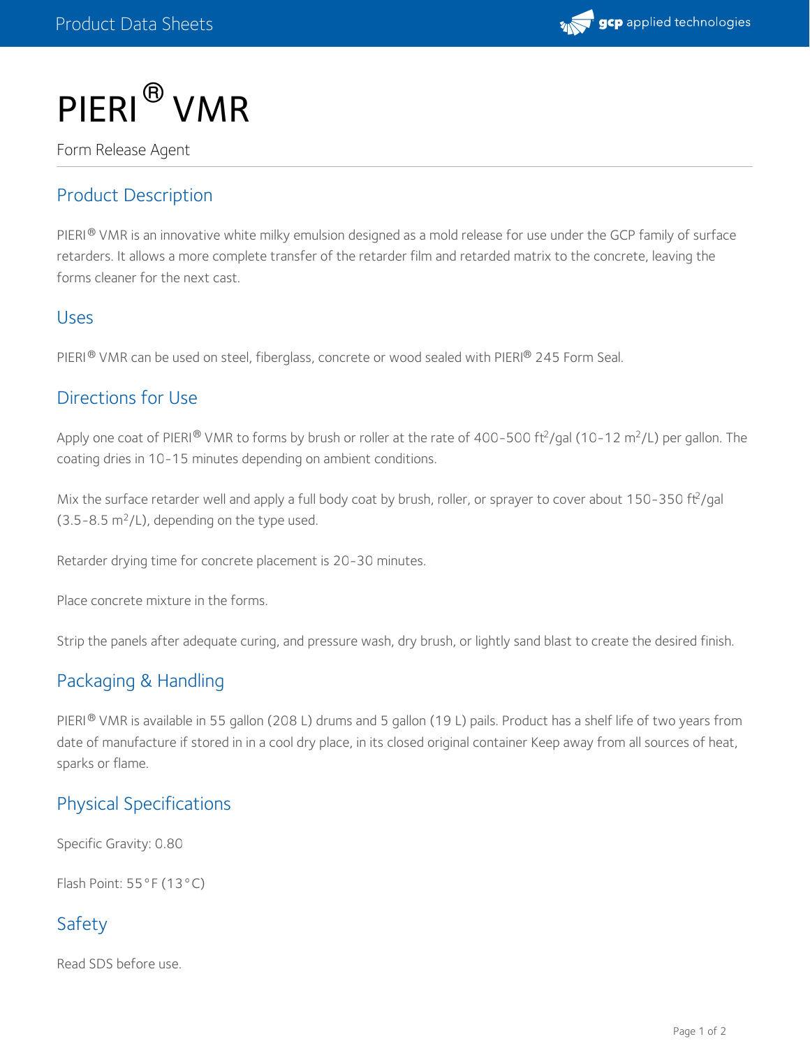# PIERI® VMR

Form Release Agent

## Product Description

PIERI® VMR is an innovative white milky emulsion designed as a mold release for use under the GCP family of surface retarders. It allows a more complete transfer of the retarder film and retarded matrix to the concrete, leaving the forms cleaner for the next cast.

## Uses

PIERI® VMR can be used on steel, fiberglass, concrete or wood sealed with PIERI® 245 Form Seal.

## Directions for Use

Apply one coat of PIERI® VMR to forms by brush or roller at the rate of 400-500 $ft^2$/gal (10-12 $m^2$/L) per gallon. The coating dries in 10-15 minutes depending on ambient conditions.

Mix the surface retarder well and apply a full body coat by brush, roller, or sprayer to cover about 150-350 $ft^2$/gal (3.5-8.5 $m^2$/L), depending on the type used.

Retarder drying time for concrete placement is 20-30 minutes.

Place concrete mixture in the forms.

Strip the panels after adequate curing, and pressure wash, dry brush, or lightly sand blast to create the desired finish.

## Packaging & Handling

PIERI® VMR is available in 55 gallon (208 L) drums and 5 gallon (19 L) pails. Product has a shelf life of two years from date of manufacture if stored in in a cool dry place, in its closed original container Keep away from all sources of heat, sparks or flame.

## Physical Specifications

Specific Gravity: 0.80

Flash Point: 55°F (13°C)

## Safety

Read SDS before use.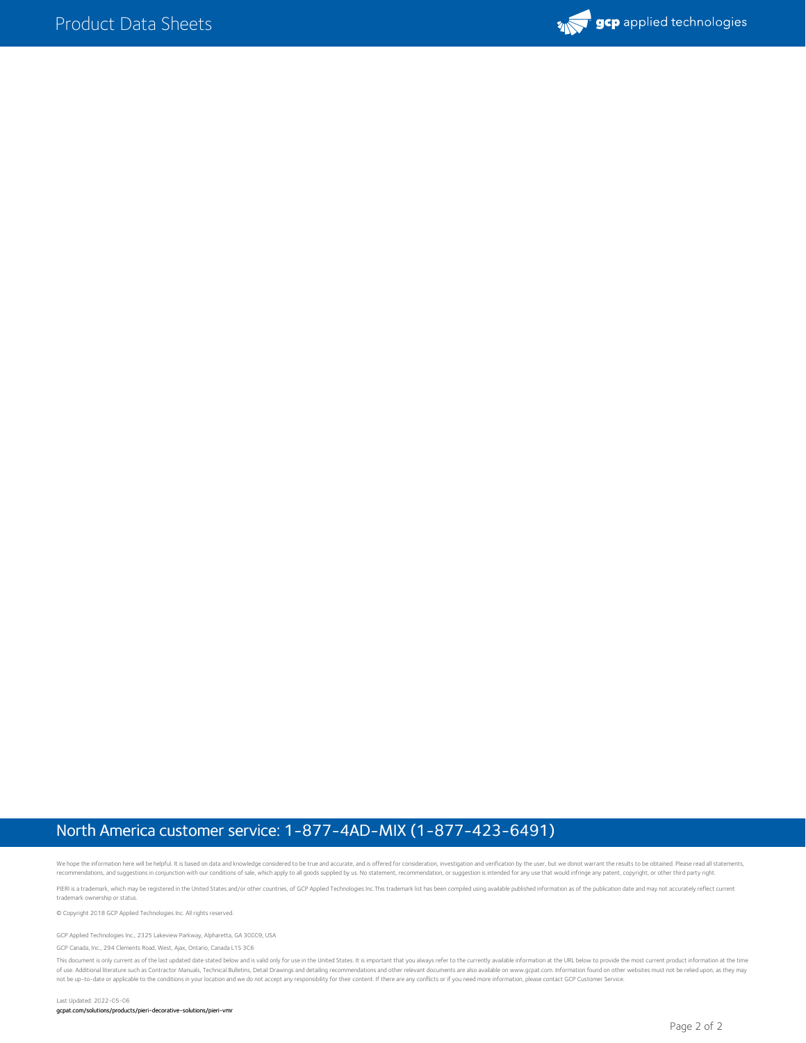## North America customer service: 1-877-4AD-MIX (1-877-423-6491)

We hope the information here will be helpful. It is based on data and knowledge considered to be true and accurate, and is offered for consideration, investigation and verification by the user, but we donot warrant the results to be obtained. Please read all statements, recommendations, and suggestions in conjunction with our conditions of sale, which apply to all goods supplied by us. No statement, recommendation, or suggestion is intended for any use that would infringe any patent, copyright, or other third party right.

PIERI is a trademark, which may be registered in the United States and/or other countries, of GCP Applied Technologies Inc.This trademark list has been compiled using available published information as of the publication date and may not accurately reflect current trademark ownership or status.

© Copyright 2018 GCP Applied Technologies Inc. All rights reserved.

GCP Applied Technologies Inc., 2325 Lakeview Parkway, Alpharetta, GA 30009, USA

GCP Canada, Inc., 294 Clements Road, West, Ajax, Ontario, Canada L1S 3C6

This document is only current as of the last updated date stated below and is valid only for use in the United States. It is important that you always refer to the currently available information at the URL below to provide the most current product information at the time of use. Additional literature such as Contractor Manuals, Technical Bulletins, Detail Drawings and detailing recommendations and other relevant documents are also available on www.gcpat.com. Information found on other websites must not be relied upon, as they may not be up-to-date or applicable to the conditions in your location and we do not accept any responsibility for their content. If there are any conflicts or if you need more information, please contact GCP Customer Service.

Last Updated: 2022-05-06

gcpat.com/solutions/products/pieri-decorative-solutions/pieri-vmr